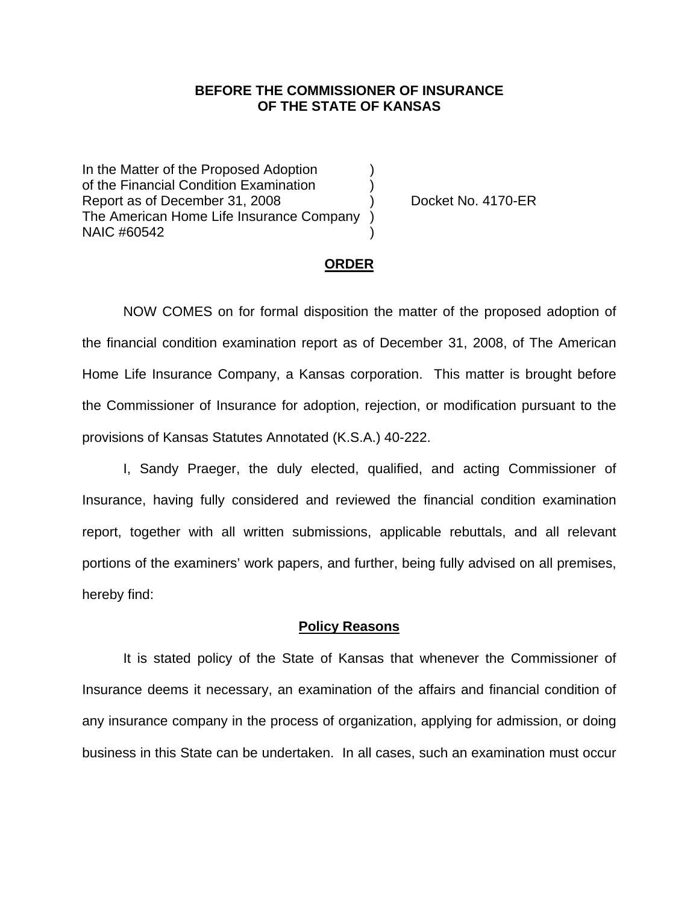**BEFORE THE COMMISSIONER OF INSURANCE**
**OF THE STATE OF KANSAS**

| | | |
|---|---|---|
| In the Matter of the Proposed Adoption | ) | |
| of the Financial Condition Examination | ) | |
| Report as of December 31, 2008 | ) | Docket No. 4170-ER |
| The American Home Life Insurance Company | ) | |
| NAIC #60542 | ) | |

**ORDER**

NOW COMES on for formal disposition the matter of the proposed adoption of the financial condition examination report as of December 31, 2008, of The American Home Life Insurance Company, a Kansas corporation. This matter is brought before the Commissioner of Insurance for adoption, rejection, or modification pursuant to the provisions of Kansas Statutes Annotated (K.S.A.) 40-222.

I, Sandy Praeger, the duly elected, qualified, and acting Commissioner of Insurance, having fully considered and reviewed the financial condition examination report, together with all written submissions, applicable rebuttals, and all relevant portions of the examiners' work papers, and further, being fully advised on all premises, hereby find:

**Policy Reasons**

It is stated policy of the State of Kansas that whenever the Commissioner of Insurance deems it necessary, an examination of the affairs and financial condition of any insurance company in the process of organization, applying for admission, or doing business in this State can be undertaken. In all cases, such an examination must occur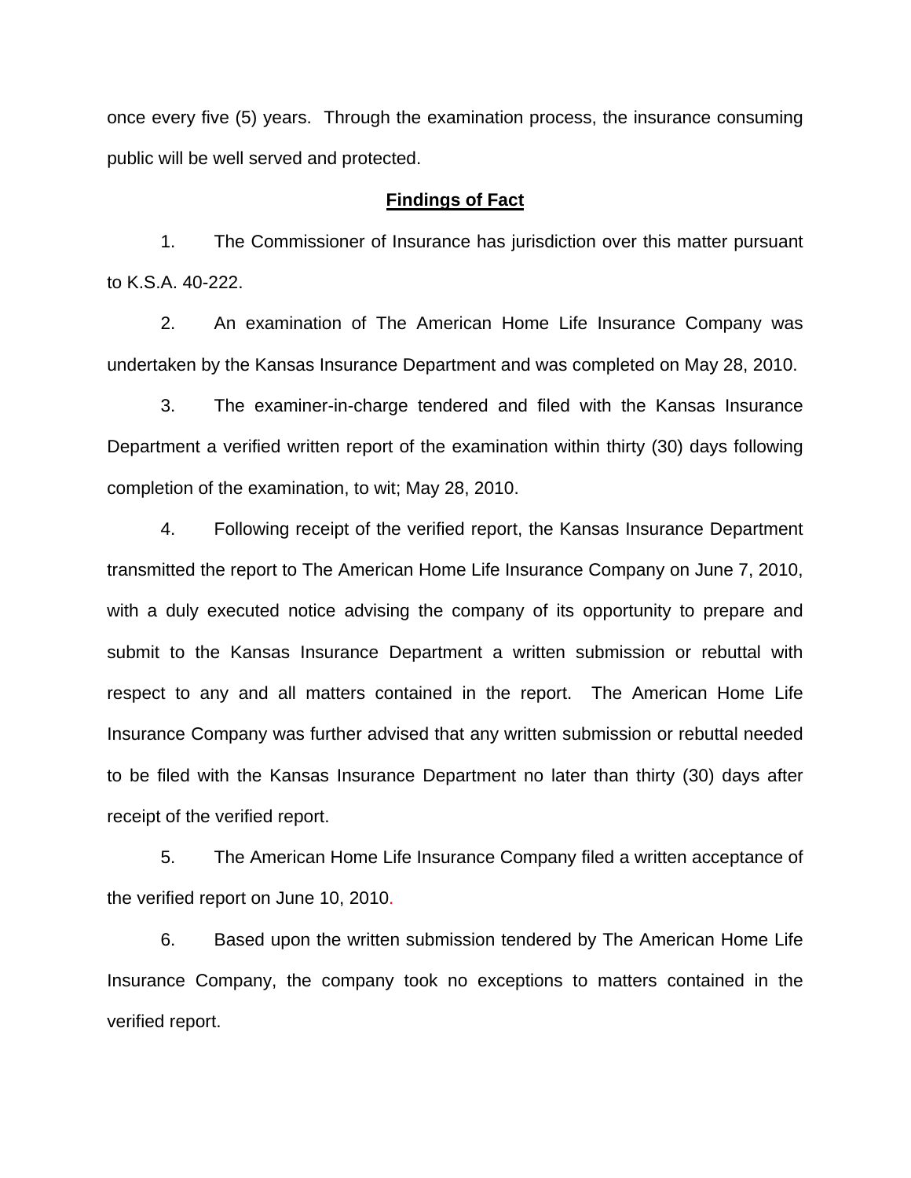once every five (5) years. Through the examination process, the insurance consuming public will be well served and protected.

## Findings of Fact

1. The Commissioner of Insurance has jurisdiction over this matter pursuant to K.S.A. 40-222.

2. An examination of The American Home Life Insurance Company was undertaken by the Kansas Insurance Department and was completed on May 28, 2010.

3. The examiner-in-charge tendered and filed with the Kansas Insurance Department a verified written report of the examination within thirty (30) days following completion of the examination, to wit; May 28, 2010.

4. Following receipt of the verified report, the Kansas Insurance Department transmitted the report to The American Home Life Insurance Company on June 7, 2010, with a duly executed notice advising the company of its opportunity to prepare and submit to the Kansas Insurance Department a written submission or rebuttal with respect to any and all matters contained in the report. The American Home Life Insurance Company was further advised that any written submission or rebuttal needed to be filed with the Kansas Insurance Department no later than thirty (30) days after receipt of the verified report.

5. The American Home Life Insurance Company filed a written acceptance of the verified report on June 10, 2010.

6. Based upon the written submission tendered by The American Home Life Insurance Company, the company took no exceptions to matters contained in the verified report.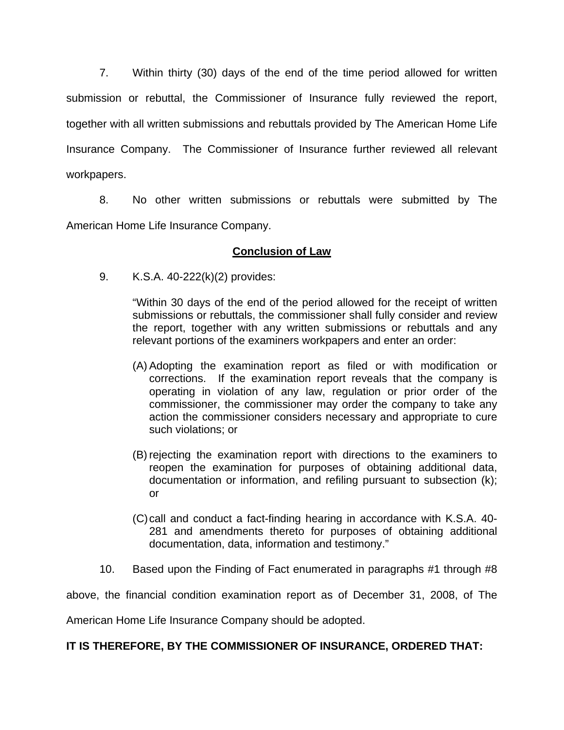7. Within thirty (30) days of the end of the time period allowed for written submission or rebuttal, the Commissioner of Insurance fully reviewed the report, together with all written submissions and rebuttals provided by The American Home Life Insurance Company. The Commissioner of Insurance further reviewed all relevant workpapers.

8. No other written submissions or rebuttals were submitted by The American Home Life Insurance Company.

## Conclusion of Law

9. K.S.A. 40-222(k)(2) provides:

> "Within 30 days of the end of the period allowed for the receipt of written submissions or rebuttals, the commissioner shall fully consider and review the report, together with any written submissions or rebuttals and any relevant portions of the examiners workpapers and enter an order:
>
> (A) Adopting the examination report as filed or with modification or corrections. If the examination report reveals that the company is operating in violation of any law, regulation or prior order of the commissioner, the commissioner may order the company to take any action the commissioner considers necessary and appropriate to cure such violations; or
>
> (B) rejecting the examination report with directions to the examiners to reopen the examination for purposes of obtaining additional data, documentation or information, and refiling pursuant to subsection (k); or
>
> (C) call and conduct a fact-finding hearing in accordance with K.S.A. 40-281 and amendments thereto for purposes of obtaining additional documentation, data, information and testimony."

10. Based upon the Finding of Fact enumerated in paragraphs #1 through #8 above, the financial condition examination report as of December 31, 2008, of The American Home Life Insurance Company should be adopted.

**IT IS THEREFORE, BY THE COMMISSIONER OF INSURANCE, ORDERED THAT:**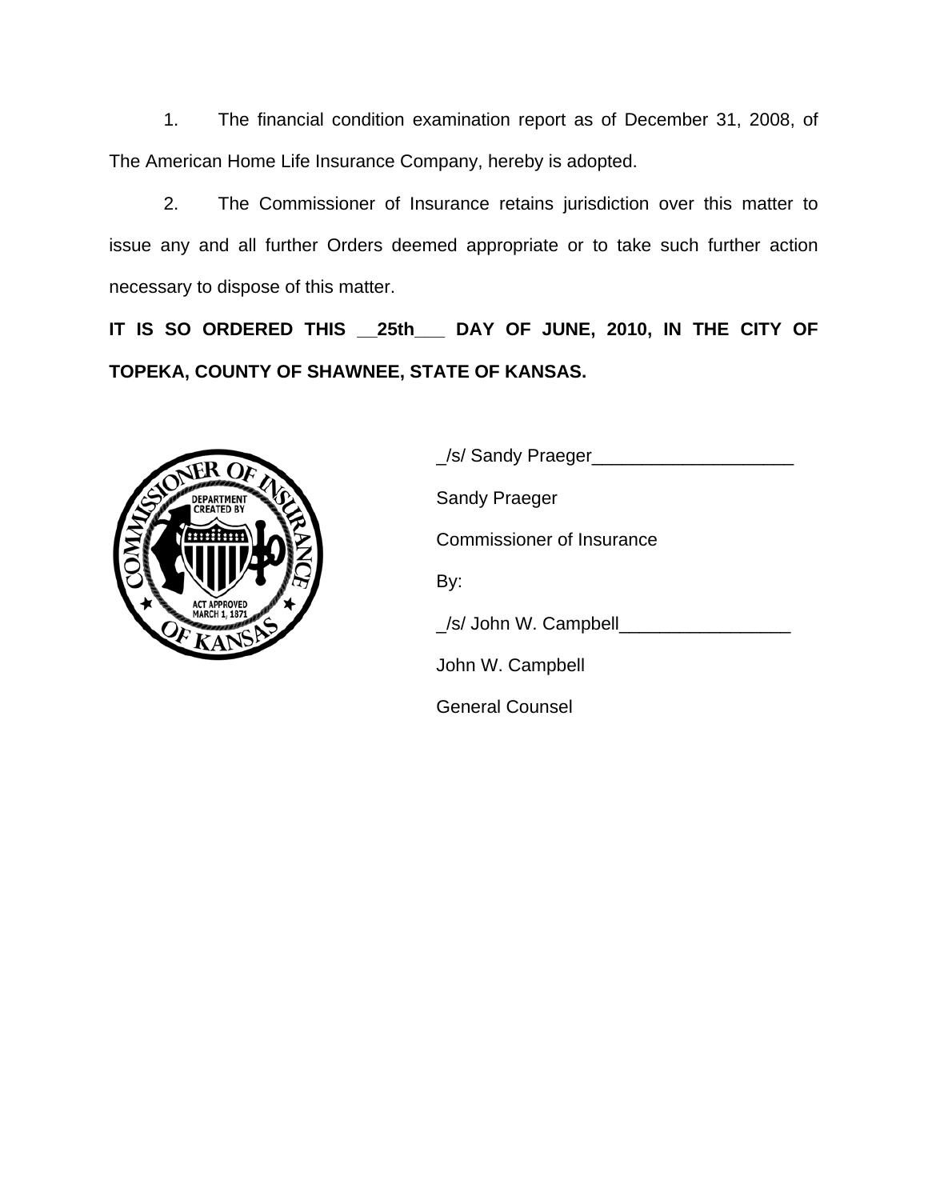1. The financial condition examination report as of December 31, 2008, of The American Home Life Insurance Company, hereby is adopted.

2. The Commissioner of Insurance retains jurisdiction over this matter to issue any and all further Orders deemed appropriate or to take such further action necessary to dispose of this matter.

**IT IS SO ORDERED THIS __25th___ DAY OF JUNE, 2010, IN THE CITY OF TOPEKA, COUNTY OF SHAWNEE, STATE OF KANSAS.**

_/s/ Sandy Praeger____________________

Sandy Praeger

Commissioner of Insurance

By:

_/s/ John W. Campbell_________________

John W. Campbell

General Counsel